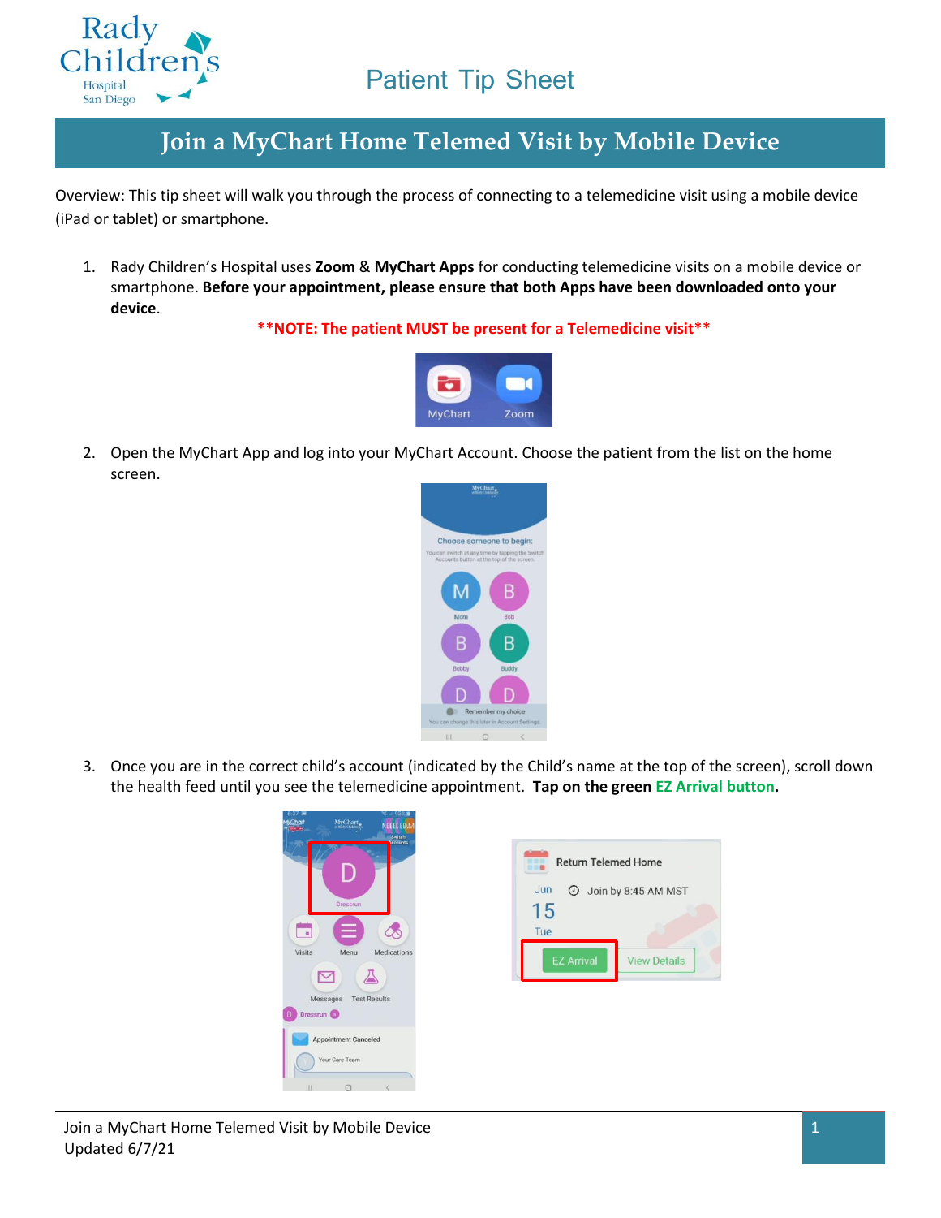Patient Tip Sheet

# Join a MyChart Home Telemed Visit by Mobile Device

Overview: This tip sheet will walk you through the process of connecting to a telemedicine visit using a mobile device (iPad or tablet) or smartphone.

1. Rady Children's Hospital uses **Zoom** & **MyChart Apps** for conducting telemedicine visits on a mobile device or smartphone. **Before your appointment, please ensure that both Apps have been downloaded onto your device**.

   **\*\*NOTE: The patient MUST be present for a Telemedicine visit\*\***

2. Open the MyChart App and log into your MyChart Account. Choose the patient from the list on the home screen.

3. Once you are in the correct child's account (indicated by the Child's name at the top of the screen), scroll down the health feed until you see the telemedicine appointment. **Tap on the green EZ Arrival button.**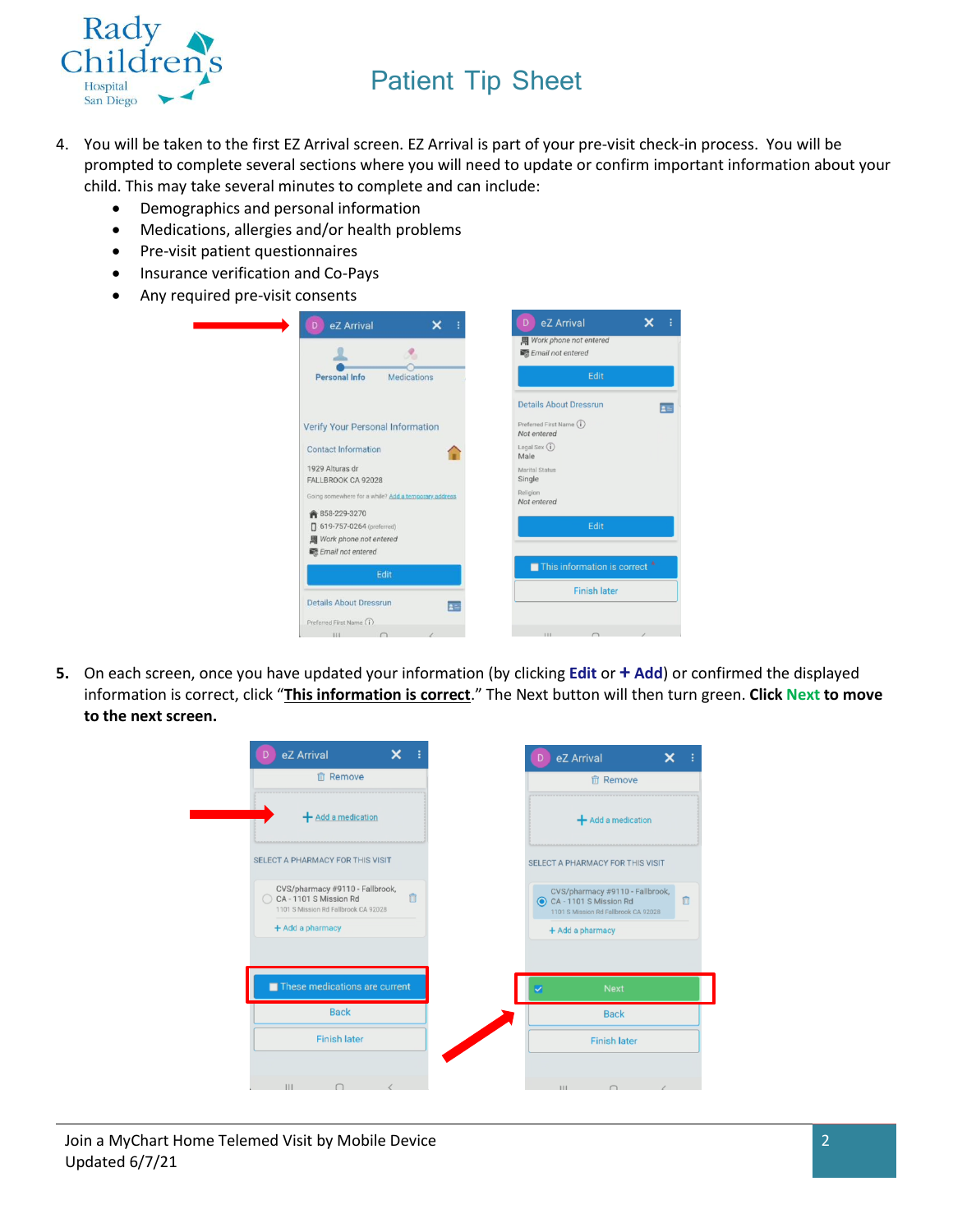Patient Tip Sheet

4. You will be taken to the first EZ Arrival screen. EZ Arrival is part of your pre-visit check-in process. You will be prompted to complete several sections where you will need to update or confirm important information about your child. This may take several minutes to complete and can include:
   - Demographics and personal information
   - Medications, allergies and/or health problems
   - Pre-visit patient questionnaires
   - Insurance verification and Co-Pays
   - Any required pre-visit consents

5. On each screen, once you have updated your information (by clicking **Edit** or **+ Add**) or confirmed the displayed information is correct, click "**This information is correct**." The Next button will then turn green. **Click Next to move to the next screen.**

Join a MyChart Home Telemed Visit by Mobile Device
Updated 6/7/21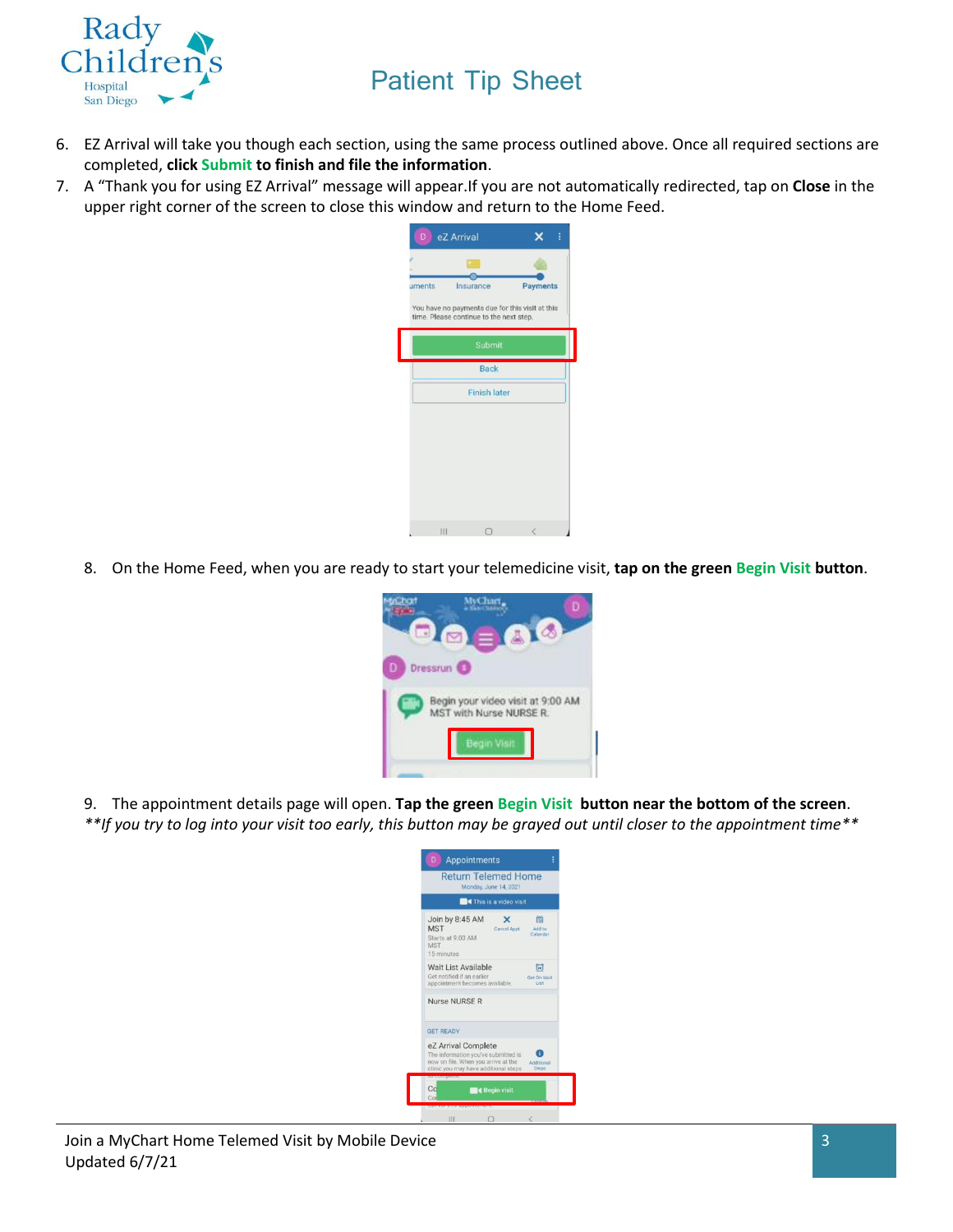6. EZ Arrival will take you though each section, using the same process outlined above. Once all required sections are completed, **click Submit to finish and file the information**.
7. A "Thank you for using EZ Arrival" message will appear.If you are not automatically redirected, tap on **Close** in the upper right corner of the screen to close this window and return to the Home Feed.

8. On the Home Feed, when you are ready to start your telemedicine visit, **tap on the green Begin Visit button**.

9. The appointment details page will open. **Tap the green Begin Visit button near the bottom of the screen**.

*\*\*If you try to log into your visit too early, this button may be grayed out until closer to the appointment time\*\**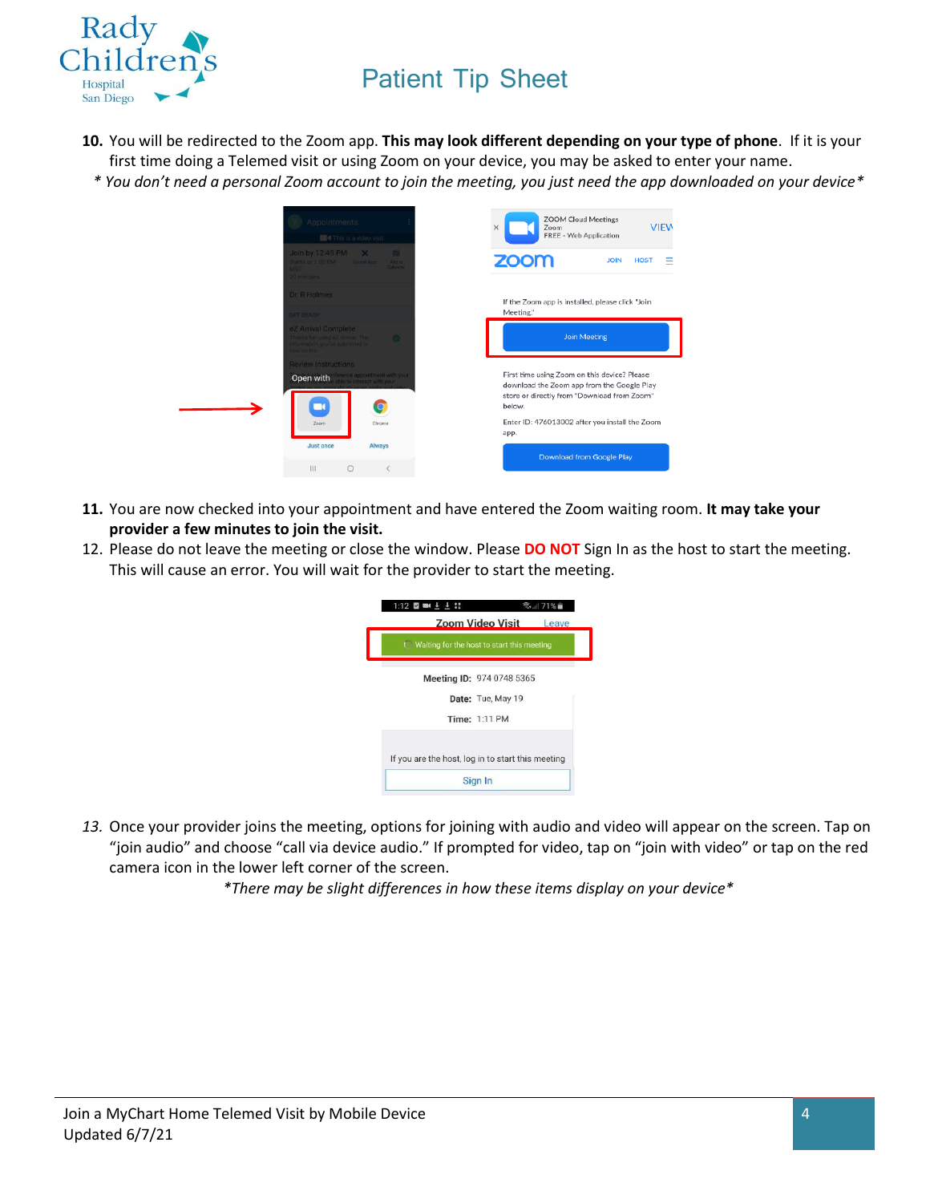10. You will be redirected to the Zoom app. **This may look different depending on your type of phone**. If it is your first time doing a Telemed visit or using Zoom on your device, you may be asked to enter your name.

*\* You don't need a personal Zoom account to join the meeting, you just need the app downloaded on your device\**

11. You are now checked into your appointment and have entered the Zoom waiting room. **It may take your provider a few minutes to join the visit.**
12. Please do not leave the meeting or close the window. Please **DO NOT** Sign In as the host to start the meeting. This will cause an error. You will wait for the provider to start the meeting.

13. Once your provider joins the meeting, options for joining with audio and video will appear on the screen. Tap on "join audio" and choose "call via device audio." If prompted for video, tap on "join with video" or tap on the red camera icon in the lower left corner of the screen.

*\*There may be slight differences in how these items display on your device\**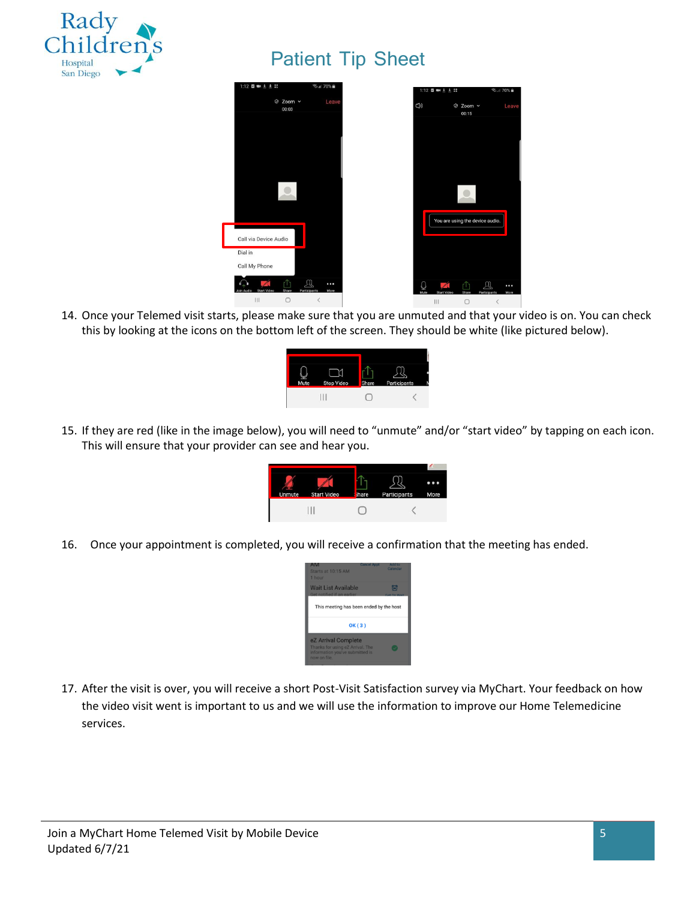# Patient Tip Sheet

14. Once your Telemed visit starts, please make sure that you are unmuted and that your video is on. You can check this by looking at the icons on the bottom left of the screen. They should be white (like pictured below).

15. If they are red (like in the image below), you will need to "unmute" and/or "start video" by tapping on each icon. This will ensure that your provider can see and hear you.

16. Once your appointment is completed, you will receive a confirmation that the meeting has ended.

17. After the visit is over, you will receive a short Post-Visit Satisfaction survey via MyChart. Your feedback on how the video visit went is important to us and we will use the information to improve our Home Telemedicine services.

Join a MyChart Home Telemed Visit by Mobile Device
Updated 6/7/21